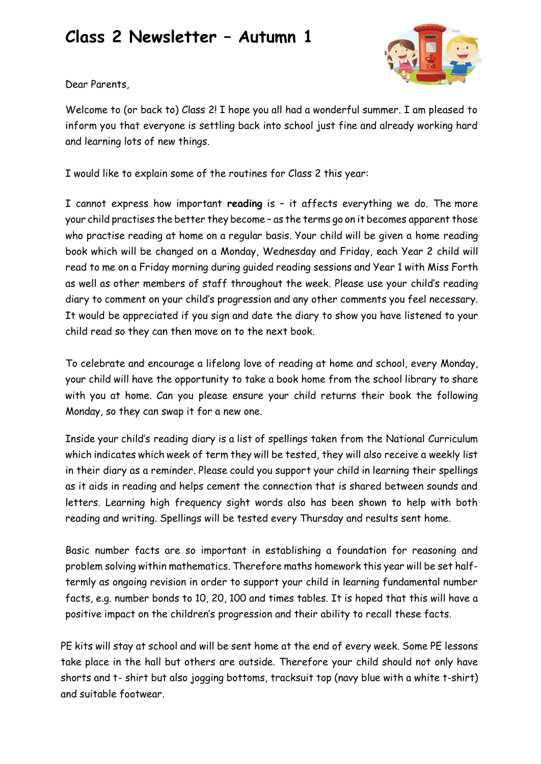# Class 2 Newsletter – Autumn 1

Dear Parents,

Welcome to (or back to) Class 2! I hope you all had a wonderful summer. I am pleased to inform you that everyone is settling back into school just fine and already working hard and learning lots of new things.

I would like to explain some of the routines for Class 2 this year:

I cannot express how important **reading** is – it affects everything we do. The more your child practises the better they become – as the terms go on it becomes apparent those who practise reading at home on a regular basis. Your child will be given a home reading book which will be changed on a Monday, Wednesday and Friday, each Year 2 child will read to me on a Friday morning during guided reading sessions and Year 1 with Miss Forth as well as other members of staff throughout the week. Please use your child's reading diary to comment on your child's progression and any other comments you feel necessary. It would be appreciated if you sign and date the diary to show you have listened to your child read so they can then move on to the next book.

To celebrate and encourage a lifelong love of reading at home and school, every Monday, your child will have the opportunity to take a book home from the school library to share with you at home. Can you please ensure your child returns their book the following Monday, so they can swap it for a new one.

Inside your child's reading diary is a list of spellings taken from the National Curriculum which indicates which week of term they will be tested, they will also receive a weekly list in their diary as a reminder. Please could you support your child in learning their spellings as it aids in reading and helps cement the connection that is shared between sounds and letters. Learning high frequency sight words also has been shown to help with both reading and writing. Spellings will be tested every Thursday and results sent home.

Basic number facts are so important in establishing a foundation for reasoning and problem solving within mathematics. Therefore maths homework this year will be set half-termly as ongoing revision in order to support your child in learning fundamental number facts, e.g. number bonds to 10, 20, 100 and times tables. It is hoped that this will have a positive impact on the children's progression and their ability to recall these facts.

PE kits will stay at school and will be sent home at the end of every week. Some PE lessons take place in the hall but others are outside. Therefore your child should not only have shorts and t- shirt but also jogging bottoms, tracksuit top (navy blue with a white t-shirt) and suitable footwear.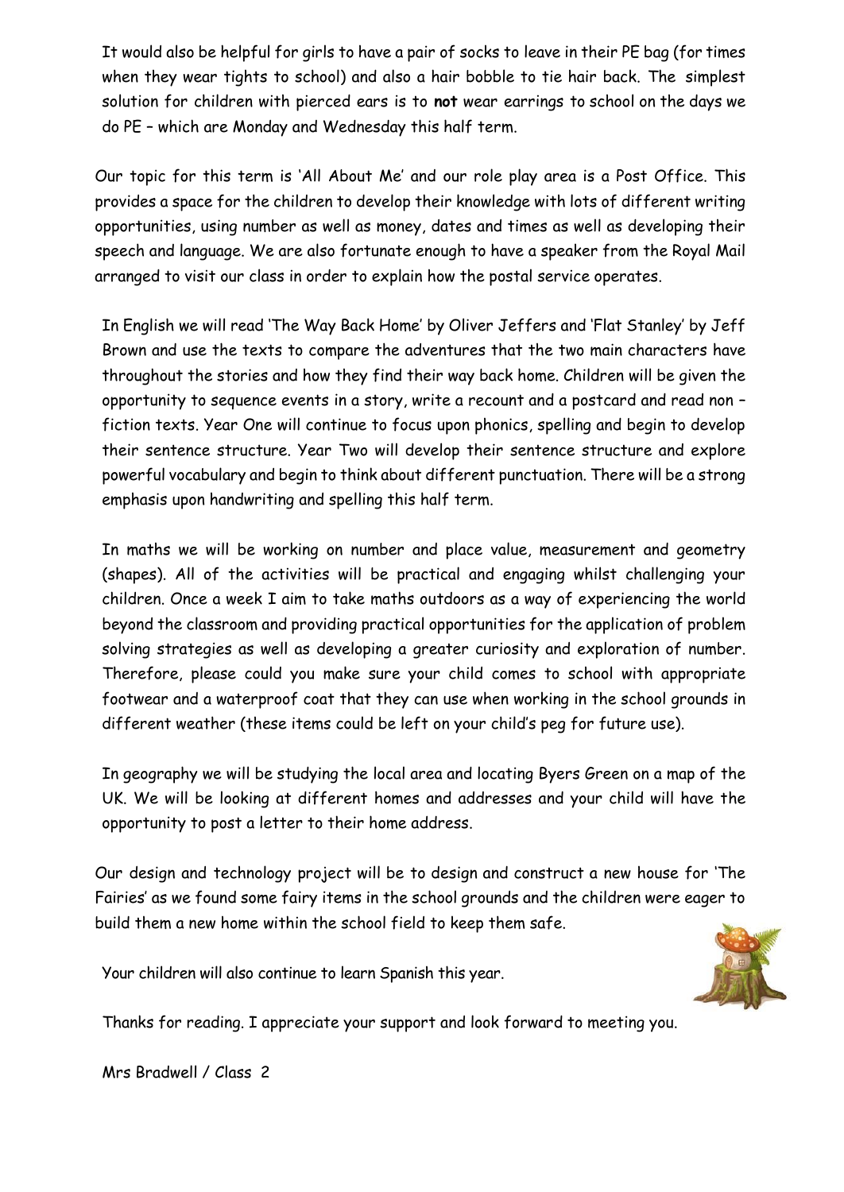It would also be helpful for girls to have a pair of socks to leave in their PE bag (for times when they wear tights to school) and also a hair bobble to tie hair back. The simplest solution for children with pierced ears is to **not** wear earrings to school on the days we do PE – which are Monday and Wednesday this half term.

Our topic for this term is 'All About Me' and our role play area is a Post Office. This provides a space for the children to develop their knowledge with lots of different writing opportunities, using number as well as money, dates and times as well as developing their speech and language. We are also fortunate enough to have a speaker from the Royal Mail arranged to visit our class in order to explain how the postal service operates.

In English we will read 'The Way Back Home' by Oliver Jeffers and 'Flat Stanley' by Jeff Brown and use the texts to compare the adventures that the two main characters have throughout the stories and how they find their way back home. Children will be given the opportunity to sequence events in a story, write a recount and a postcard and read non – fiction texts. Year One will continue to focus upon phonics, spelling and begin to develop their sentence structure. Year Two will develop their sentence structure and explore powerful vocabulary and begin to think about different punctuation. There will be a strong emphasis upon handwriting and spelling this half term.

In maths we will be working on number and place value, measurement and geometry (shapes). All of the activities will be practical and engaging whilst challenging your children. Once a week I aim to take maths outdoors as a way of experiencing the world beyond the classroom and providing practical opportunities for the application of problem solving strategies as well as developing a greater curiosity and exploration of number. Therefore, please could you make sure your child comes to school with appropriate footwear and a waterproof coat that they can use when working in the school grounds in different weather (these items could be left on your child's peg for future use).

In geography we will be studying the local area and locating Byers Green on a map of the UK. We will be looking at different homes and addresses and your child will have the opportunity to post a letter to their home address.

Our design and technology project will be to design and construct a new house for 'The Fairies' as we found some fairy items in the school grounds and the children were eager to build them a new home within the school field to keep them safe.

Your children will also continue to learn Spanish this year.

Thanks for reading. I appreciate your support and look forward to meeting you.

Mrs Bradwell / Class 2